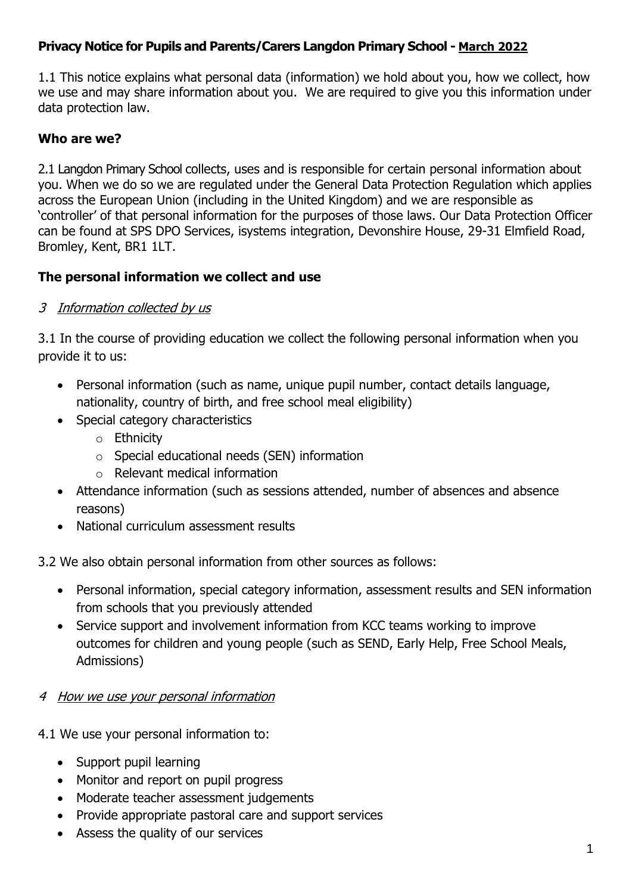# **Privacy Notice for Pupils and Parents/Carers Langdon Primary School - March 2022**

1.1 This notice explains what personal data (information) we hold about you, how we collect, how we use and may share information about you. We are required to give you this information under data protection law.

## **Who are we?**

2.1 Langdon Primary School collects, uses and is responsible for certain personal information about you. When we do so we are regulated under the General Data Protection Regulation which applies across the European Union (including in the United Kingdom) and we are responsible as 'controller' of that personal information for the purposes of those laws. Our Data Protection Officer can be found at SPS DPO Services, isystems integration, Devonshire House, 29-31 Elmfield Road, Bromley, Kent, BR1 1LT.

## **The personal information we collect and use**

### 3 *Information collected by us*

3.1 In the course of providing education we collect the following personal information when you provide it to us:

- Personal information (such as name, unique pupil number, contact details language, nationality, country of birth, and free school meal eligibility)
- Special category characteristics
  - Ethnicity
  - Special educational needs (SEN) information
  - Relevant medical information
- Attendance information (such as sessions attended, number of absences and absence reasons)
- National curriculum assessment results

3.2 We also obtain personal information from other sources as follows:

- Personal information, special category information, assessment results and SEN information from schools that you previously attended
- Service support and involvement information from KCC teams working to improve outcomes for children and young people (such as SEND, Early Help, Free School Meals, Admissions)

### 4 *How we use your personal information*

4.1 We use your personal information to:

- Support pupil learning
- Monitor and report on pupil progress
- Moderate teacher assessment judgements
- Provide appropriate pastoral care and support services
- Assess the quality of our services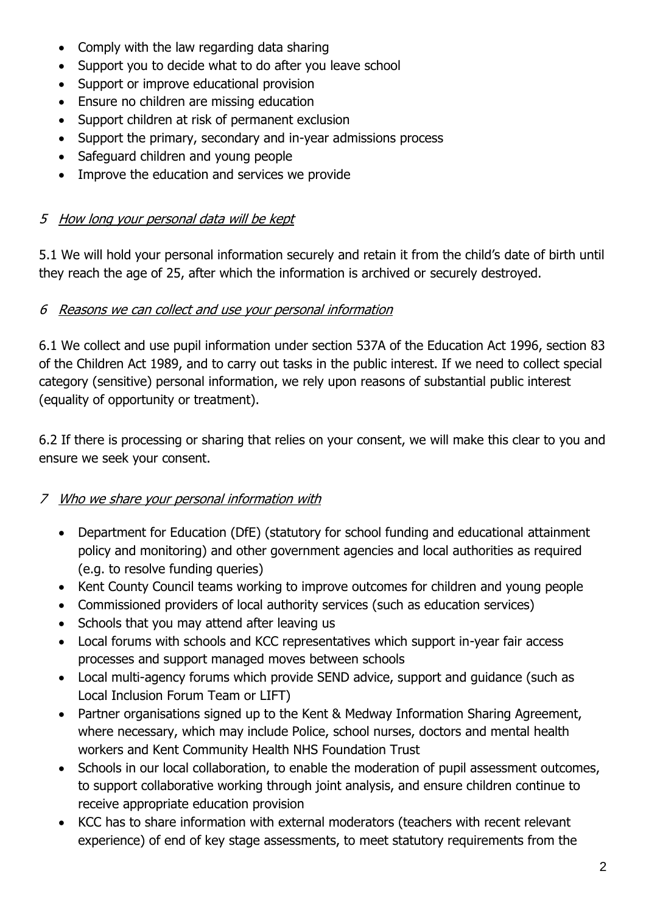- Comply with the law regarding data sharing
- Support you to decide what to do after you leave school
- Support or improve educational provision
- Ensure no children are missing education
- Support children at risk of permanent exclusion
- Support the primary, secondary and in-year admissions process
- Safeguard children and young people
- Improve the education and services we provide

## 5 *How long your personal data will be kept*

5.1 We will hold your personal information securely and retain it from the child's date of birth until they reach the age of 25, after which the information is archived or securely destroyed.

## 6 *Reasons we can collect and use your personal information*

6.1 We collect and use pupil information under section 537A of the Education Act 1996, section 83 of the Children Act 1989, and to carry out tasks in the public interest. If we need to collect special category (sensitive) personal information, we rely upon reasons of substantial public interest (equality of opportunity or treatment).

6.2 If there is processing or sharing that relies on your consent, we will make this clear to you and ensure we seek your consent.

## 7 *Who we share your personal information with*

- Department for Education (DfE) (statutory for school funding and educational attainment policy and monitoring) and other government agencies and local authorities as required (e.g. to resolve funding queries)
- Kent County Council teams working to improve outcomes for children and young people
- Commissioned providers of local authority services (such as education services)
- Schools that you may attend after leaving us
- Local forums with schools and KCC representatives which support in-year fair access processes and support managed moves between schools
- Local multi-agency forums which provide SEND advice, support and guidance (such as Local Inclusion Forum Team or LIFT)
- Partner organisations signed up to the Kent & Medway Information Sharing Agreement, where necessary, which may include Police, school nurses, doctors and mental health workers and Kent Community Health NHS Foundation Trust
- Schools in our local collaboration, to enable the moderation of pupil assessment outcomes, to support collaborative working through joint analysis, and ensure children continue to receive appropriate education provision
- KCC has to share information with external moderators (teachers with recent relevant experience) of end of key stage assessments, to meet statutory requirements from the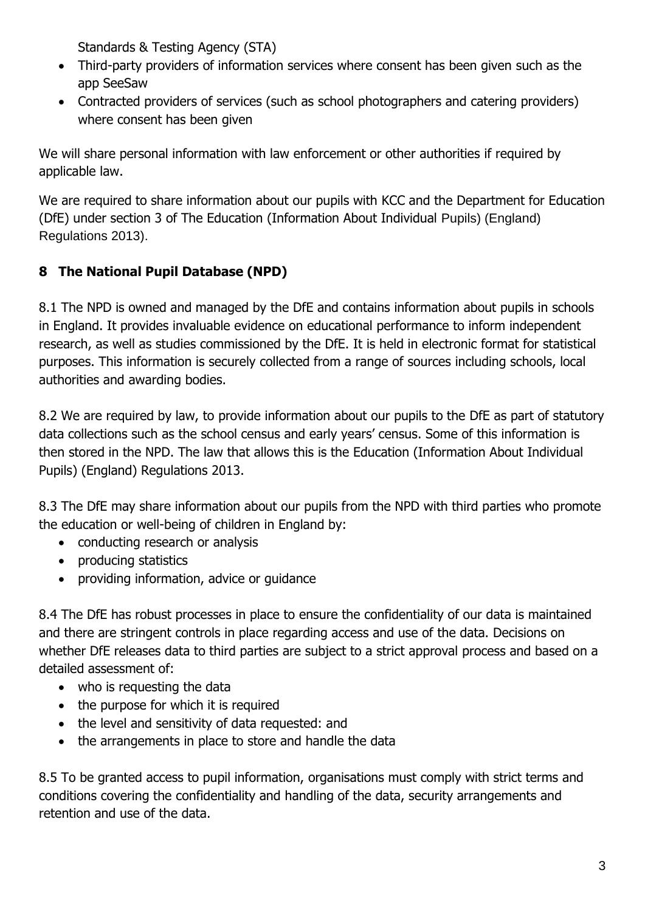Standards & Testing Agency (STA)

- Third-party providers of information services where consent has been given such as the app SeeSaw
- Contracted providers of services (such as school photographers and catering providers) where consent has been given

We will share personal information with law enforcement or other authorities if required by applicable law.

We are required to share information about our pupils with KCC and the Department for Education (DfE) under section 3 of The Education (Information About Individual Pupils) (England) Regulations 2013).

## 8 The National Pupil Database (NPD)

8.1 The NPD is owned and managed by the DfE and contains information about pupils in schools in England. It provides invaluable evidence on educational performance to inform independent research, as well as studies commissioned by the DfE. It is held in electronic format for statistical purposes. This information is securely collected from a range of sources including schools, local authorities and awarding bodies.

8.2 We are required by law, to provide information about our pupils to the DfE as part of statutory data collections such as the school census and early years' census. Some of this information is then stored in the NPD. The law that allows this is the Education (Information About Individual Pupils) (England) Regulations 2013.

8.3 The DfE may share information about our pupils from the NPD with third parties who promote the education or well-being of children in England by:

- conducting research or analysis
- producing statistics
- providing information, advice or guidance

8.4 The DfE has robust processes in place to ensure the confidentiality of our data is maintained and there are stringent controls in place regarding access and use of the data. Decisions on whether DfE releases data to third parties are subject to a strict approval process and based on a detailed assessment of:

- who is requesting the data
- the purpose for which it is required
- the level and sensitivity of data requested: and
- the arrangements in place to store and handle the data

8.5 To be granted access to pupil information, organisations must comply with strict terms and conditions covering the confidentiality and handling of the data, security arrangements and retention and use of the data.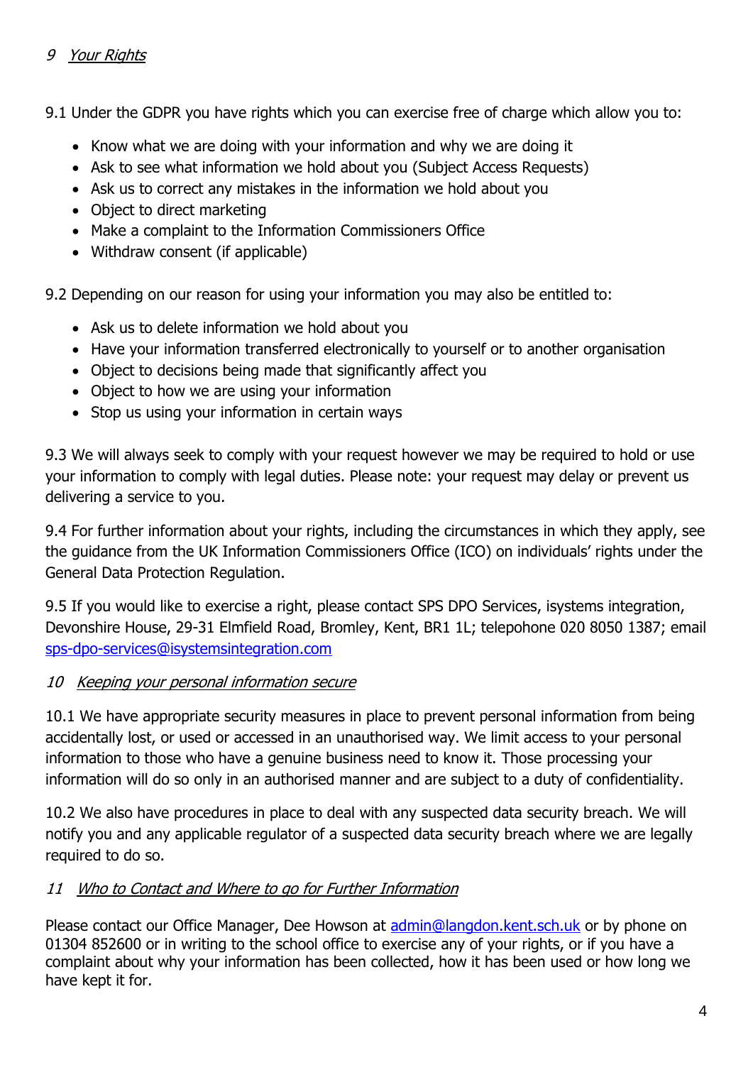## 9 *Your Rights*

9.1 Under the GDPR you have rights which you can exercise free of charge which allow you to:

- Know what we are doing with your information and why we are doing it
- Ask to see what information we hold about you (Subject Access Requests)
- Ask us to correct any mistakes in the information we hold about you
- Object to direct marketing
- Make a complaint to the Information Commissioners Office
- Withdraw consent (if applicable)

9.2 Depending on our reason for using your information you may also be entitled to:

- Ask us to delete information we hold about you
- Have your information transferred electronically to yourself or to another organisation
- Object to decisions being made that significantly affect you
- Object to how we are using your information
- Stop us using your information in certain ways

9.3 We will always seek to comply with your request however we may be required to hold or use your information to comply with legal duties. Please note: your request may delay or prevent us delivering a service to you.

9.4 For further information about your rights, including the circumstances in which they apply, see the guidance from the UK Information Commissioners Office (ICO) on individuals' rights under the General Data Protection Regulation.

9.5 If you would like to exercise a right, please contact SPS DPO Services, isystems integration, Devonshire House, 29-31 Elmfield Road, Bromley, Kent, BR1 1L; telepohone 020 8050 1387; email sps-dpo-services@isystemsintegration.com

## 10 *Keeping your personal information secure*

10.1 We have appropriate security measures in place to prevent personal information from being accidentally lost, or used or accessed in an unauthorised way. We limit access to your personal information to those who have a genuine business need to know it. Those processing your information will do so only in an authorised manner and are subject to a duty of confidentiality.

10.2 We also have procedures in place to deal with any suspected data security breach. We will notify you and any applicable regulator of a suspected data security breach where we are legally required to do so.

## 11 *Who to Contact and Where to go for Further Information*

Please contact our Office Manager, Dee Howson at admin@langdon.kent.sch.uk or by phone on 01304 852600 or in writing to the school office to exercise any of your rights, or if you have a complaint about why your information has been collected, how it has been used or how long we have kept it for.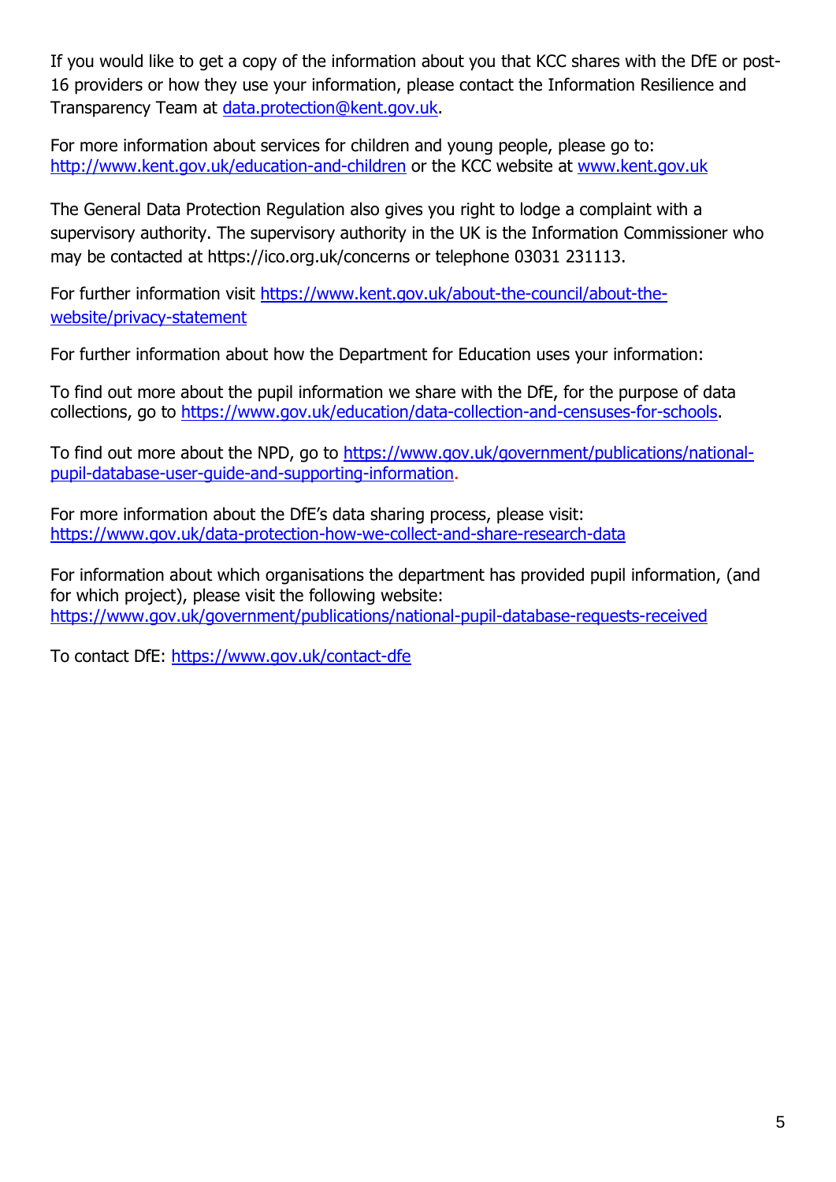If you would like to get a copy of the information about you that KCC shares with the DfE or post-16 providers or how they use your information, please contact the Information Resilience and Transparency Team at [data.protection@kent.gov.uk](mailto:data.protection@kent.gov.uk).

For more information about services for children and young people, please go to: [http://www.kent.gov.uk/education-and-children](http://www.kent.gov.uk/education-and-children) or the KCC website at [www.kent.gov.uk](http://www.kent.gov.uk)

The General Data Protection Regulation also gives you right to lodge a complaint with a supervisory authority. The supervisory authority in the UK is the Information Commissioner who may be contacted at https://ico.org.uk/concerns or telephone 03031 231113.

For further information visit [https://www.kent.gov.uk/about-the-council/about-the-website/privacy-statement](https://www.kent.gov.uk/about-the-council/about-the-website/privacy-statement)

For further information about how the Department for Education uses your information:

To find out more about the pupil information we share with the DfE, for the purpose of data collections, go to [https://www.gov.uk/education/data-collection-and-censuses-for-schools](https://www.gov.uk/education/data-collection-and-censuses-for-schools).

To find out more about the NPD, go to [https://www.gov.uk/government/publications/national-pupil-database-user-guide-and-supporting-information](https://www.gov.uk/government/publications/national-pupil-database-user-guide-and-supporting-information).

For more information about the DfE's data sharing process, please visit: [https://www.gov.uk/data-protection-how-we-collect-and-share-research-data](https://www.gov.uk/data-protection-how-we-collect-and-share-research-data)

For information about which organisations the department has provided pupil information, (and for which project), please visit the following website: [https://www.gov.uk/government/publications/national-pupil-database-requests-received](https://www.gov.uk/government/publications/national-pupil-database-requests-received)

To contact DfE: [https://www.gov.uk/contact-dfe](https://www.gov.uk/contact-dfe)